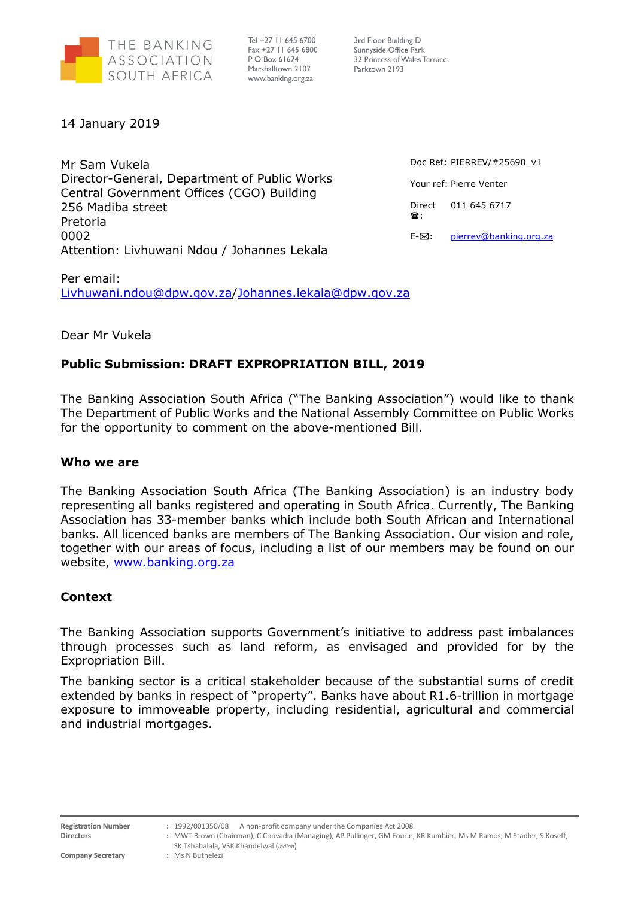THE BANKING ASSOCIATION SOUTH AFRICA

Tel +27 11 645 6700
Fax +27 11 645 6800
P O Box 61674
Marshalltown 2107
www.banking.org.za

3rd Floor Building D
Sunnyside Office Park
32 Princess of Wales Terrace
Parktown 2193

14 January 2019

Mr Sam Vukela
Director-General, Department of Public Works
Central Government Offices (CGO) Building
256 Madiba street
Pretoria
0002
Attention: Livhuwani Ndou / Johannes Lekala

Doc Ref: PIERREV/#25690_v1

Your ref: Pierre Venter

Direct ☎: 011 645 6717

E-✉: pierrev@banking.org.za

Per email:
Livhuwani.ndou@dpw.gov.za/Johannes.lekala@dpw.gov.za

Dear Mr Vukela

**Public Submission: DRAFT EXPROPRIATION BILL, 2019**

The Banking Association South Africa ("The Banking Association") would like to thank The Department of Public Works and the National Assembly Committee on Public Works for the opportunity to comment on the above-mentioned Bill.

**Who we are**

The Banking Association South Africa (The Banking Association) is an industry body representing all banks registered and operating in South Africa. Currently, The Banking Association has 33-member banks which include both South African and International banks. All licenced banks are members of The Banking Association. Our vision and role, together with our areas of focus, including a list of our members may be found on our website, www.banking.org.za

**Context**

The Banking Association supports Government's initiative to address past imbalances through processes such as land reform, as envisaged and provided for by the Expropriation Bill.

The banking sector is a critical stakeholder because of the substantial sums of credit extended by banks in respect of "property". Banks have about R1.6-trillion in mortgage exposure to immoveable property, including residential, agricultural and commercial and industrial mortgages.

Registration Number : 1992/001350/08 A non-profit company under the Companies Act 2008
Directors : MWT Brown (Chairman), C Coovadia (Managing), AP Pullinger, GM Fourie, KR Kumbier, Ms M Ramos, M Stadler, S Koseff, SK Tshabalala, VSK Khandelwal (*Indian*)
Company Secretary : Ms N Buthelezi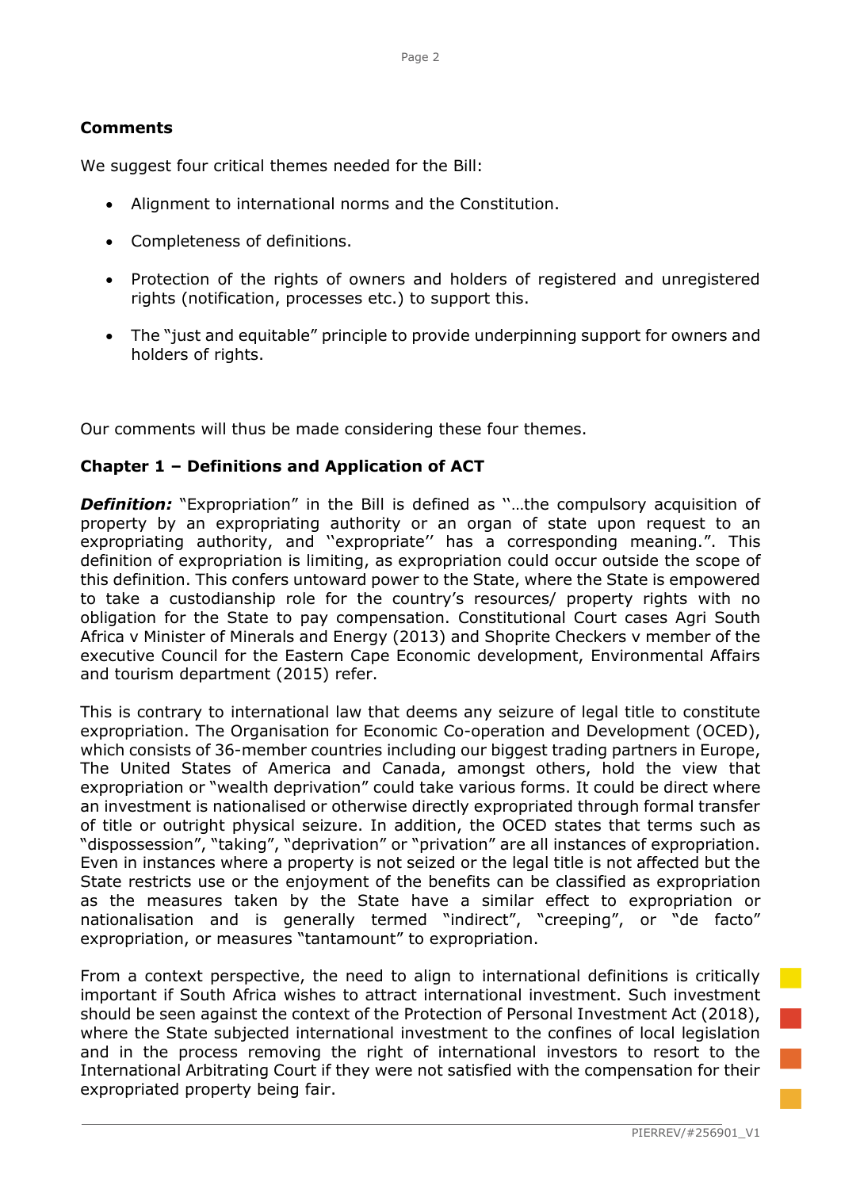**Comments**

We suggest four critical themes needed for the Bill:

- Alignment to international norms and the Constitution.
- Completeness of definitions.
- Protection of the rights of owners and holders of registered and unregistered rights (notification, processes etc.) to support this.
- The "just and equitable" principle to provide underpinning support for owners and holders of rights.

Our comments will thus be made considering these four themes.

**Chapter 1 – Definitions and Application of ACT**

***Definition:*** "Expropriation" in the Bill is defined as ''…the compulsory acquisition of property by an expropriating authority or an organ of state upon request to an expropriating authority, and ''expropriate'' has a corresponding meaning.". This definition of expropriation is limiting, as expropriation could occur outside the scope of this definition. This confers untoward power to the State, where the State is empowered to take a custodianship role for the country's resources/ property rights with no obligation for the State to pay compensation. Constitutional Court cases Agri South Africa v Minister of Minerals and Energy (2013) and Shoprite Checkers v member of the executive Council for the Eastern Cape Economic development, Environmental Affairs and tourism department (2015) refer.

This is contrary to international law that deems any seizure of legal title to constitute expropriation. The Organisation for Economic Co-operation and Development (OCED), which consists of 36-member countries including our biggest trading partners in Europe, The United States of America and Canada, amongst others, hold the view that expropriation or "wealth deprivation" could take various forms. It could be direct where an investment is nationalised or otherwise directly expropriated through formal transfer of title or outright physical seizure. In addition, the OCED states that terms such as "dispossession", "taking", "deprivation" or "privation" are all instances of expropriation. Even in instances where a property is not seized or the legal title is not affected but the State restricts use or the enjoyment of the benefits can be classified as expropriation as the measures taken by the State have a similar effect to expropriation or nationalisation and is generally termed "indirect", "creeping", or "de facto" expropriation, or measures "tantamount" to expropriation.

From a context perspective, the need to align to international definitions is critically important if South Africa wishes to attract international investment. Such investment should be seen against the context of the Protection of Personal Investment Act (2018), where the State subjected international investment to the confines of local legislation and in the process removing the right of international investors to resort to the International Arbitrating Court if they were not satisfied with the compensation for their expropriated property being fair.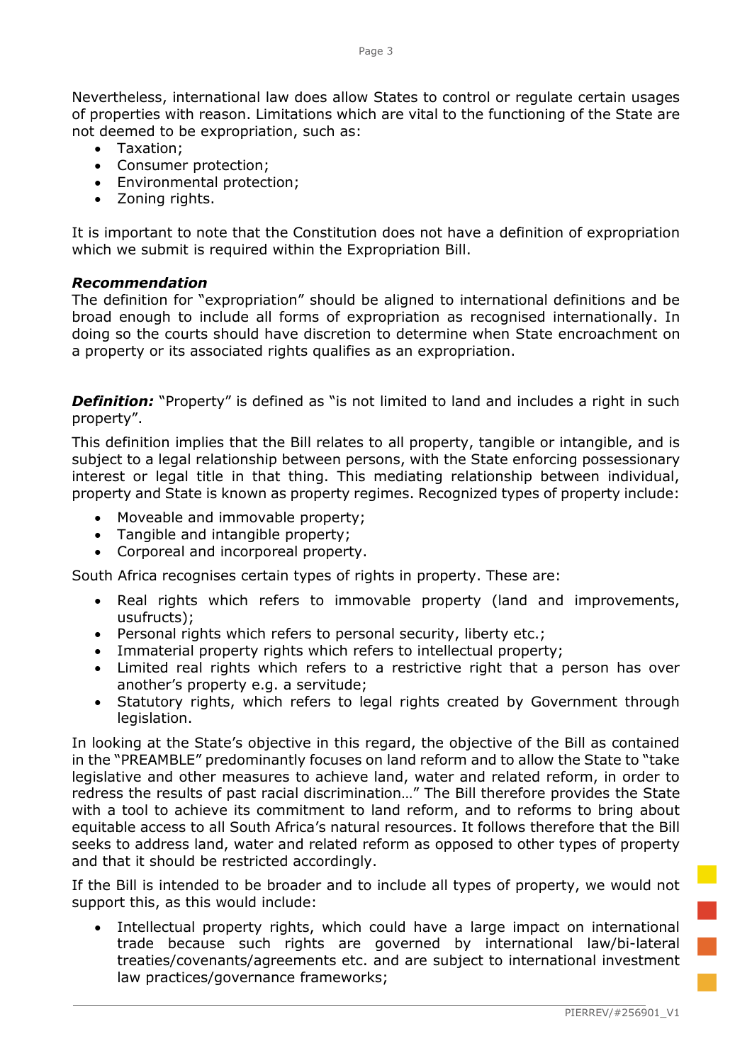Nevertheless, international law does allow States to control or regulate certain usages of properties with reason. Limitations which are vital to the functioning of the State are not deemed to be expropriation, such as:

- Taxation;
- Consumer protection;
- Environmental protection;
- Zoning rights.

It is important to note that the Constitution does not have a definition of expropriation which we submit is required within the Expropriation Bill.

***Recommendation***

The definition for "expropriation" should be aligned to international definitions and be broad enough to include all forms of expropriation as recognised internationally. In doing so the courts should have discretion to determine when State encroachment on a property or its associated rights qualifies as an expropriation.

***Definition:*** "Property" is defined as "is not limited to land and includes a right in such property".

This definition implies that the Bill relates to all property, tangible or intangible, and is subject to a legal relationship between persons, with the State enforcing possessionary interest or legal title in that thing. This mediating relationship between individual, property and State is known as property regimes. Recognized types of property include:

- Moveable and immovable property;
- Tangible and intangible property;
- Corporeal and incorporeal property.

South Africa recognises certain types of rights in property. These are:

- Real rights which refers to immovable property (land and improvements, usufructs);
- Personal rights which refers to personal security, liberty etc.;
- Immaterial property rights which refers to intellectual property;
- Limited real rights which refers to a restrictive right that a person has over another's property e.g. a servitude;
- Statutory rights, which refers to legal rights created by Government through legislation.

In looking at the State's objective in this regard, the objective of the Bill as contained in the "PREAMBLE" predominantly focuses on land reform and to allow the State to "take legislative and other measures to achieve land, water and related reform, in order to redress the results of past racial discrimination…" The Bill therefore provides the State with a tool to achieve its commitment to land reform, and to reforms to bring about equitable access to all South Africa's natural resources. It follows therefore that the Bill seeks to address land, water and related reform as opposed to other types of property and that it should be restricted accordingly.

If the Bill is intended to be broader and to include all types of property, we would not support this, as this would include:

- Intellectual property rights, which could have a large impact on international trade because such rights are governed by international law/bi-lateral treaties/covenants/agreements etc. and are subject to international investment law practices/governance frameworks;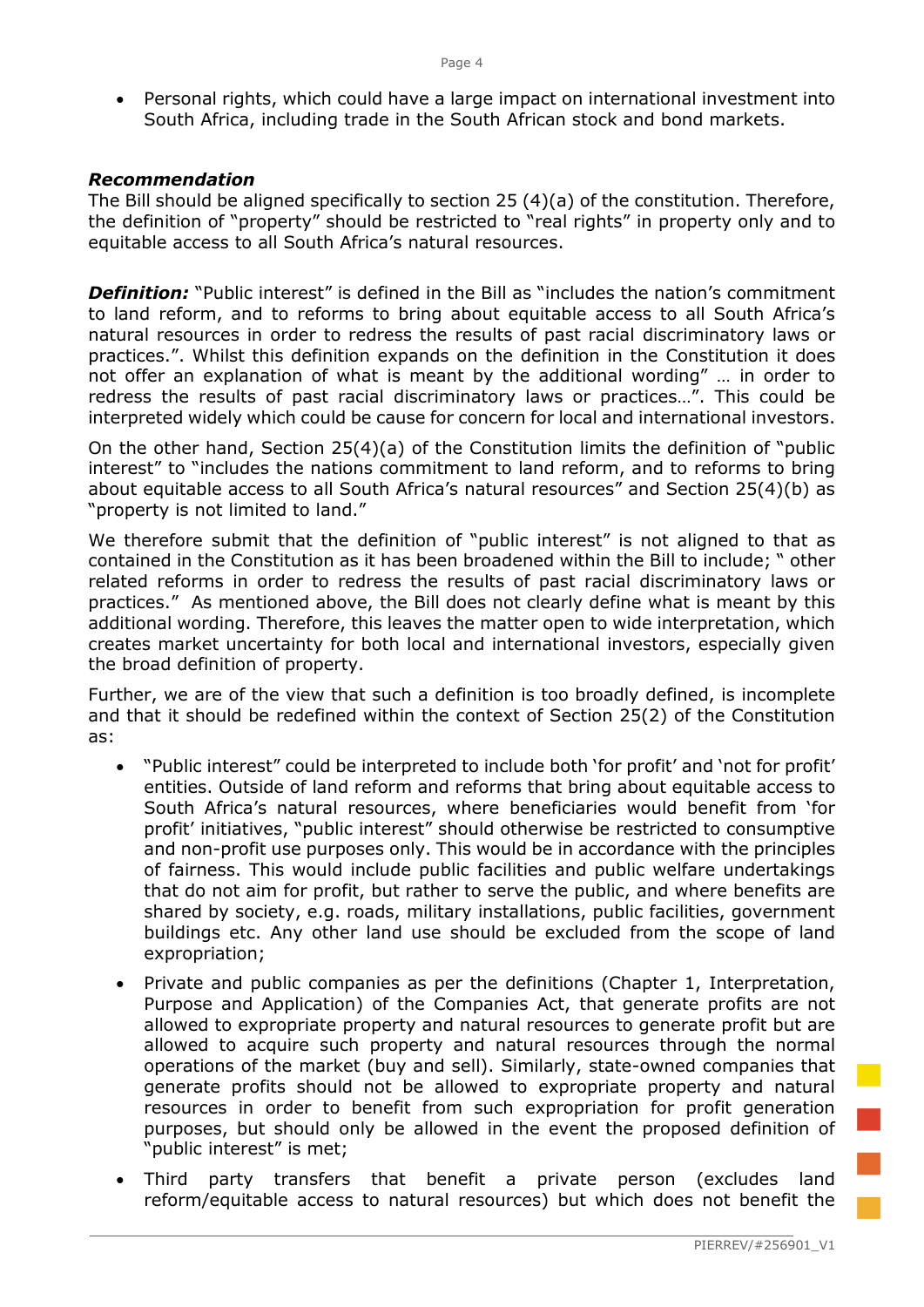- Personal rights, which could have a large impact on international investment into South Africa, including trade in the South African stock and bond markets.

***Recommendation***

The Bill should be aligned specifically to section 25 (4)(a) of the constitution. Therefore, the definition of "property" should be restricted to "real rights" in property only and to equitable access to all South Africa's natural resources.

***Definition:*** "Public interest" is defined in the Bill as "includes the nation's commitment to land reform, and to reforms to bring about equitable access to all South Africa's natural resources in order to redress the results of past racial discriminatory laws or practices.". Whilst this definition expands on the definition in the Constitution it does not offer an explanation of what is meant by the additional wording" … in order to redress the results of past racial discriminatory laws or practices…". This could be interpreted widely which could be cause for concern for local and international investors.

On the other hand, Section 25(4)(a) of the Constitution limits the definition of "public interest" to "includes the nations commitment to land reform, and to reforms to bring about equitable access to all South Africa's natural resources" and Section 25(4)(b) as "property is not limited to land."

We therefore submit that the definition of "public interest" is not aligned to that as contained in the Constitution as it has been broadened within the Bill to include; " other related reforms in order to redress the results of past racial discriminatory laws or practices." As mentioned above, the Bill does not clearly define what is meant by this additional wording. Therefore, this leaves the matter open to wide interpretation, which creates market uncertainty for both local and international investors, especially given the broad definition of property.

Further, we are of the view that such a definition is too broadly defined, is incomplete and that it should be redefined within the context of Section 25(2) of the Constitution as:

- "Public interest" could be interpreted to include both 'for profit' and 'not for profit' entities. Outside of land reform and reforms that bring about equitable access to South Africa's natural resources, where beneficiaries would benefit from 'for profit' initiatives, "public interest" should otherwise be restricted to consumptive and non-profit use purposes only. This would be in accordance with the principles of fairness. This would include public facilities and public welfare undertakings that do not aim for profit, but rather to serve the public, and where benefits are shared by society, e.g. roads, military installations, public facilities, government buildings etc. Any other land use should be excluded from the scope of land expropriation;
- Private and public companies as per the definitions (Chapter 1, Interpretation, Purpose and Application) of the Companies Act, that generate profits are not allowed to expropriate property and natural resources to generate profit but are allowed to acquire such property and natural resources through the normal operations of the market (buy and sell). Similarly, state-owned companies that generate profits should not be allowed to expropriate property and natural resources in order to benefit from such expropriation for profit generation purposes, but should only be allowed in the event the proposed definition of "public interest" is met;
- Third party transfers that benefit a private person (excludes land reform/equitable access to natural resources) but which does not benefit the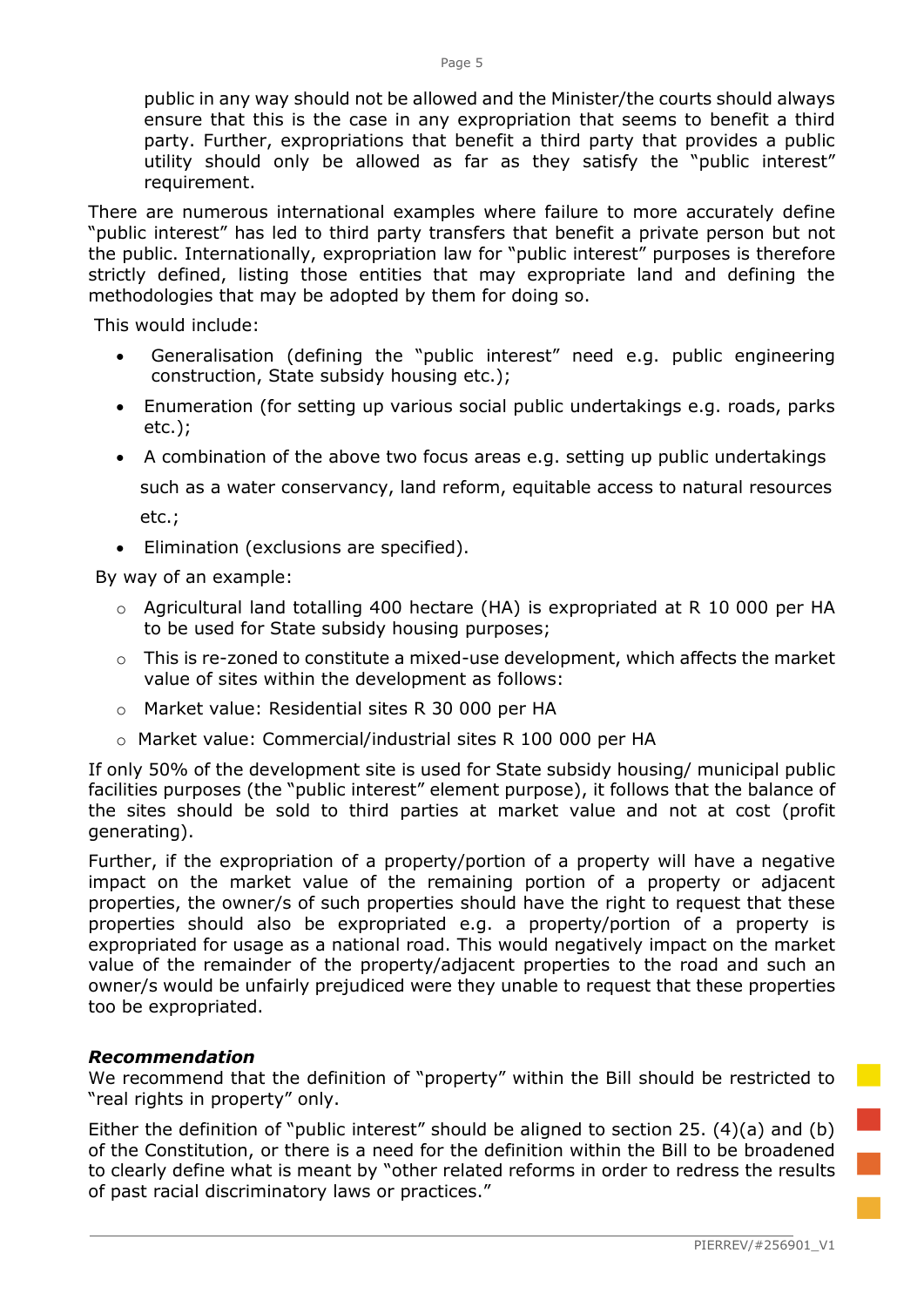public in any way should not be allowed and the Minister/the courts should always ensure that this is the case in any expropriation that seems to benefit a third party. Further, expropriations that benefit a third party that provides a public utility should only be allowed as far as they satisfy the "public interest" requirement.

There are numerous international examples where failure to more accurately define "public interest" has led to third party transfers that benefit a private person but not the public. Internationally, expropriation law for "public interest" purposes is therefore strictly defined, listing those entities that may expropriate land and defining the methodologies that may be adopted by them for doing so.

This would include:

- Generalisation (defining the "public interest" need e.g. public engineering construction, State subsidy housing etc.);
- Enumeration (for setting up various social public undertakings e.g. roads, parks etc.);
- A combination of the above two focus areas e.g. setting up public undertakings such as a water conservancy, land reform, equitable access to natural resources etc.;
- Elimination (exclusions are specified).

By way of an example:

- Agricultural land totalling 400 hectare (HA) is expropriated at R 10 000 per HA to be used for State subsidy housing purposes;
- This is re-zoned to constitute a mixed-use development, which affects the market value of sites within the development as follows:
- Market value: Residential sites R 30 000 per HA
- Market value: Commercial/industrial sites R 100 000 per HA

If only 50% of the development site is used for State subsidy housing/ municipal public facilities purposes (the "public interest" element purpose), it follows that the balance of the sites should be sold to third parties at market value and not at cost (profit generating).

Further, if the expropriation of a property/portion of a property will have a negative impact on the market value of the remaining portion of a property or adjacent properties, the owner/s of such properties should have the right to request that these properties should also be expropriated e.g. a property/portion of a property is expropriated for usage as a national road. This would negatively impact on the market value of the remainder of the property/adjacent properties to the road and such an owner/s would be unfairly prejudiced were they unable to request that these properties too be expropriated.

***Recommendation***

We recommend that the definition of "property" within the Bill should be restricted to "real rights in property" only.

Either the definition of "public interest" should be aligned to section 25. (4)(a) and (b) of the Constitution, or there is a need for the definition within the Bill to be broadened to clearly define what is meant by "other related reforms in order to redress the results of past racial discriminatory laws or practices."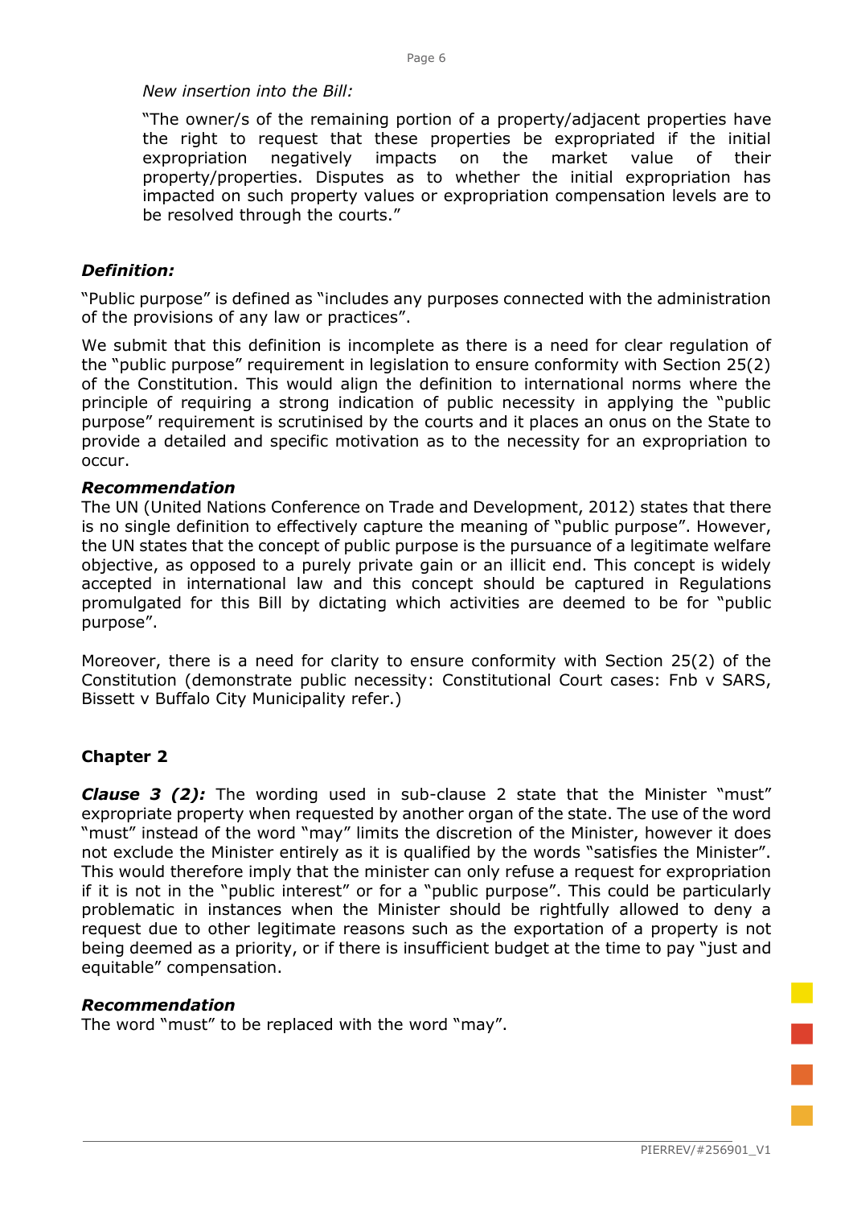*New insertion into the Bill:*

"The owner/s of the remaining portion of a property/adjacent properties have the right to request that these properties be expropriated if the initial expropriation negatively impacts on the market value of their property/properties. Disputes as to whether the initial expropriation has impacted on such property values or expropriation compensation levels are to be resolved through the courts."

### *Definition:*

"Public purpose" is defined as "includes any purposes connected with the administration of the provisions of any law or practices".

We submit that this definition is incomplete as there is a need for clear regulation of the "public purpose" requirement in legislation to ensure conformity with Section 25(2) of the Constitution. This would align the definition to international norms where the principle of requiring a strong indication of public necessity in applying the "public purpose" requirement is scrutinised by the courts and it places an onus on the State to provide a detailed and specific motivation as to the necessity for an expropriation to occur.

#### *Recommendation*

The UN (United Nations Conference on Trade and Development, 2012) states that there is no single definition to effectively capture the meaning of "public purpose". However, the UN states that the concept of public purpose is the pursuance of a legitimate welfare objective, as opposed to a purely private gain or an illicit end. This concept is widely accepted in international law and this concept should be captured in Regulations promulgated for this Bill by dictating which activities are deemed to be for "public purpose".

Moreover, there is a need for clarity to ensure conformity with Section 25(2) of the Constitution (demonstrate public necessity: Constitutional Court cases: Fnb v SARS, Bissett v Buffalo City Municipality refer.)

## Chapter 2

***Clause 3 (2):*** The wording used in sub-clause 2 state that the Minister "must" expropriate property when requested by another organ of the state. The use of the word "must" instead of the word "may" limits the discretion of the Minister, however it does not exclude the Minister entirely as it is qualified by the words "satisfies the Minister". This would therefore imply that the minister can only refuse a request for expropriation if it is not in the "public interest" or for a "public purpose". This could be particularly problematic in instances when the Minister should be rightfully allowed to deny a request due to other legitimate reasons such as the exportation of a property is not being deemed as a priority, or if there is insufficient budget at the time to pay "just and equitable" compensation.

#### *Recommendation*

The word "must" to be replaced with the word "may".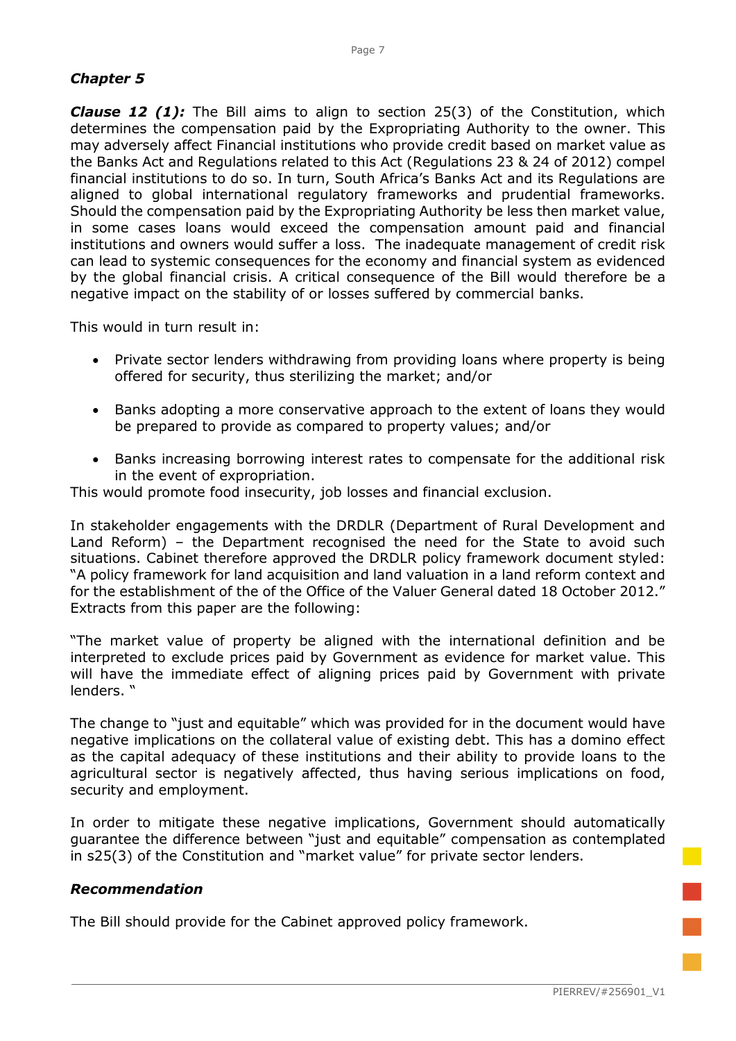## *Chapter 5*

***Clause 12 (1):*** The Bill aims to align to section 25(3) of the Constitution, which determines the compensation paid by the Expropriating Authority to the owner. This may adversely affect Financial institutions who provide credit based on market value as the Banks Act and Regulations related to this Act (Regulations 23 & 24 of 2012) compel financial institutions to do so. In turn, South Africa's Banks Act and its Regulations are aligned to global international regulatory frameworks and prudential frameworks. Should the compensation paid by the Expropriating Authority be less then market value, in some cases loans would exceed the compensation amount paid and financial institutions and owners would suffer a loss. The inadequate management of credit risk can lead to systemic consequences for the economy and financial system as evidenced by the global financial crisis. A critical consequence of the Bill would therefore be a negative impact on the stability of or losses suffered by commercial banks.

This would in turn result in:

- Private sector lenders withdrawing from providing loans where property is being offered for security, thus sterilizing the market; and/or
- Banks adopting a more conservative approach to the extent of loans they would be prepared to provide as compared to property values; and/or
- Banks increasing borrowing interest rates to compensate for the additional risk in the event of expropriation.

This would promote food insecurity, job losses and financial exclusion.

In stakeholder engagements with the DRDLR (Department of Rural Development and Land Reform) – the Department recognised the need for the State to avoid such situations. Cabinet therefore approved the DRDLR policy framework document styled: "A policy framework for land acquisition and land valuation in a land reform context and for the establishment of the of the Office of the Valuer General dated 18 October 2012." Extracts from this paper are the following:

"The market value of property be aligned with the international definition and be interpreted to exclude prices paid by Government as evidence for market value. This will have the immediate effect of aligning prices paid by Government with private lenders. "

The change to "just and equitable" which was provided for in the document would have negative implications on the collateral value of existing debt. This has a domino effect as the capital adequacy of these institutions and their ability to provide loans to the agricultural sector is negatively affected, thus having serious implications on food, security and employment.

In order to mitigate these negative implications, Government should automatically guarantee the difference between "just and equitable" compensation as contemplated in s25(3) of the Constitution and "market value" for private sector lenders.

### *Recommendation*

The Bill should provide for the Cabinet approved policy framework.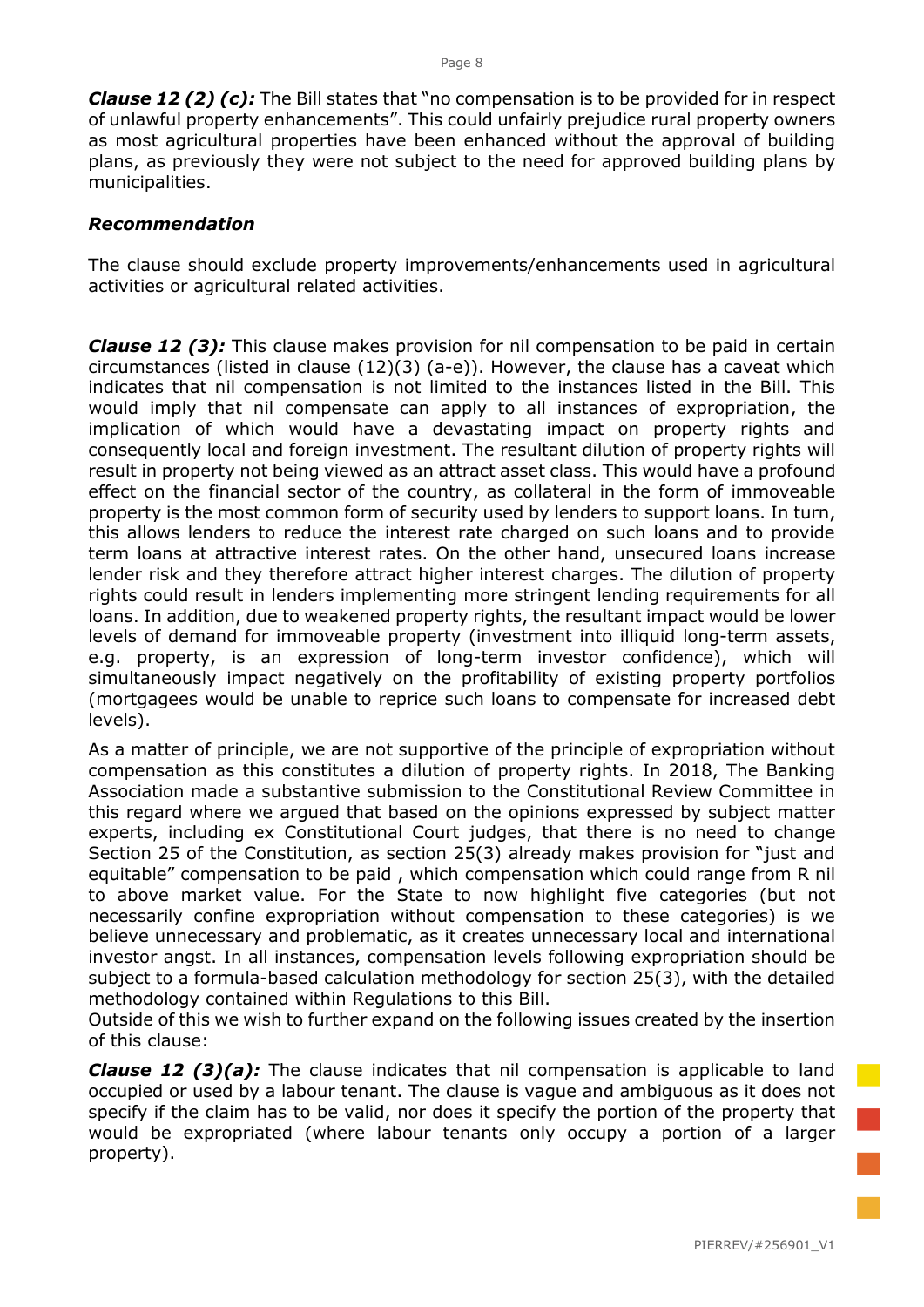***Clause 12 (2) (c):*** The Bill states that "no compensation is to be provided for in respect of unlawful property enhancements". This could unfairly prejudice rural property owners as most agricultural properties have been enhanced without the approval of building plans, as previously they were not subject to the need for approved building plans by municipalities.

***Recommendation***

The clause should exclude property improvements/enhancements used in agricultural activities or agricultural related activities.

***Clause 12 (3):*** This clause makes provision for nil compensation to be paid in certain circumstances (listed in clause (12)(3) (a-e)). However, the clause has a caveat which indicates that nil compensation is not limited to the instances listed in the Bill. This would imply that nil compensate can apply to all instances of expropriation, the implication of which would have a devastating impact on property rights and consequently local and foreign investment. The resultant dilution of property rights will result in property not being viewed as an attract asset class. This would have a profound effect on the financial sector of the country, as collateral in the form of immoveable property is the most common form of security used by lenders to support loans. In turn, this allows lenders to reduce the interest rate charged on such loans and to provide term loans at attractive interest rates. On the other hand, unsecured loans increase lender risk and they therefore attract higher interest charges. The dilution of property rights could result in lenders implementing more stringent lending requirements for all loans. In addition, due to weakened property rights, the resultant impact would be lower levels of demand for immoveable property (investment into illiquid long-term assets, e.g. property, is an expression of long-term investor confidence), which will simultaneously impact negatively on the profitability of existing property portfolios (mortgagees would be unable to reprice such loans to compensate for increased debt levels).

As a matter of principle, we are not supportive of the principle of expropriation without compensation as this constitutes a dilution of property rights. In 2018, The Banking Association made a substantive submission to the Constitutional Review Committee in this regard where we argued that based on the opinions expressed by subject matter experts, including ex Constitutional Court judges, that there is no need to change Section 25 of the Constitution, as section 25(3) already makes provision for "just and equitable" compensation to be paid , which compensation which could range from R nil to above market value. For the State to now highlight five categories (but not necessarily confine expropriation without compensation to these categories) is we believe unnecessary and problematic, as it creates unnecessary local and international investor angst. In all instances, compensation levels following expropriation should be subject to a formula-based calculation methodology for section 25(3), with the detailed methodology contained within Regulations to this Bill.
Outside of this we wish to further expand on the following issues created by the insertion of this clause:

***Clause 12 (3)(a):*** The clause indicates that nil compensation is applicable to land occupied or used by a labour tenant. The clause is vague and ambiguous as it does not specify if the claim has to be valid, nor does it specify the portion of the property that would be expropriated (where labour tenants only occupy a portion of a larger property).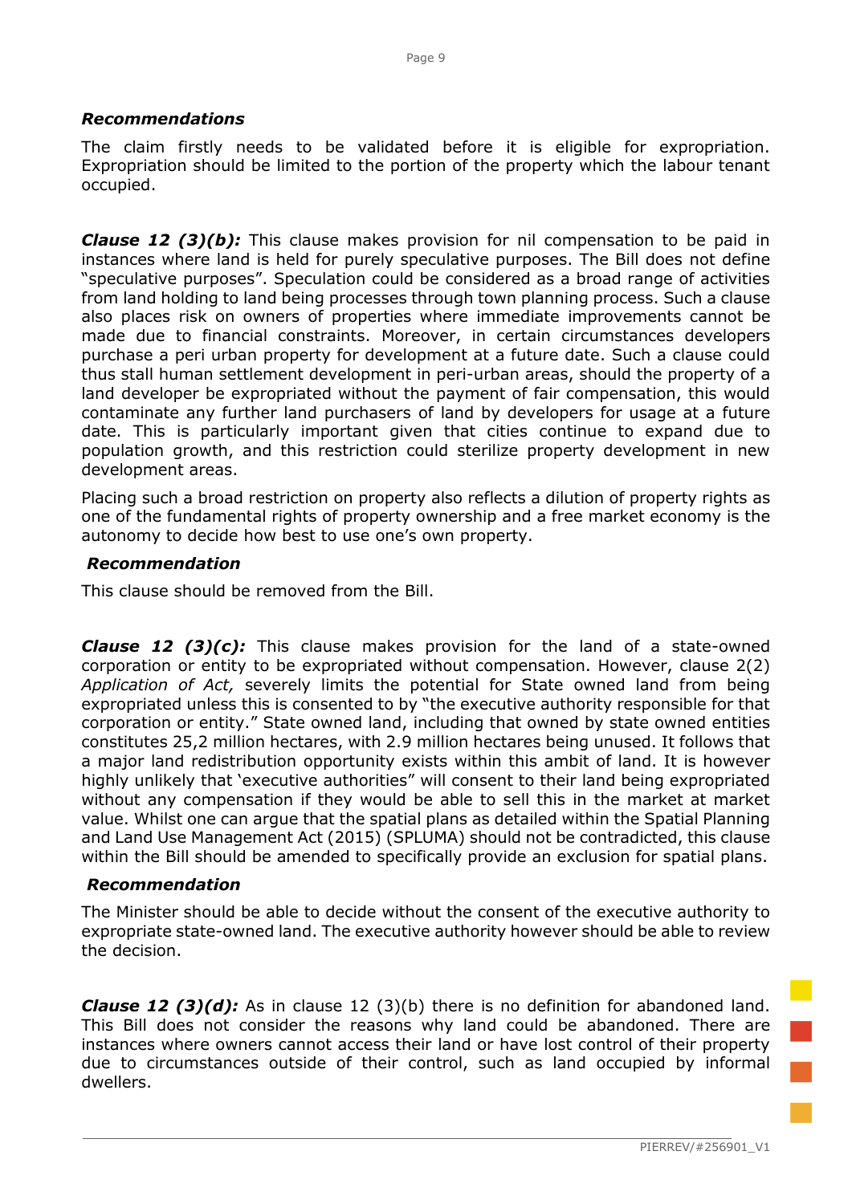***Recommendations***

The claim firstly needs to be validated before it is eligible for expropriation. Expropriation should be limited to the portion of the property which the labour tenant occupied.

***Clause 12 (3)(b):*** This clause makes provision for nil compensation to be paid in instances where land is held for purely speculative purposes. The Bill does not define "speculative purposes". Speculation could be considered as a broad range of activities from land holding to land being processes through town planning process. Such a clause also places risk on owners of properties where immediate improvements cannot be made due to financial constraints. Moreover, in certain circumstances developers purchase a peri urban property for development at a future date. Such a clause could thus stall human settlement development in peri-urban areas, should the property of a land developer be expropriated without the payment of fair compensation, this would contaminate any further land purchasers of land by developers for usage at a future date. This is particularly important given that cities continue to expand due to population growth, and this restriction could sterilize property development in new development areas.

Placing such a broad restriction on property also reflects a dilution of property rights as one of the fundamental rights of property ownership and a free market economy is the autonomy to decide how best to use one's own property.

***Recommendation***

This clause should be removed from the Bill.

***Clause 12 (3)(c):*** This clause makes provision for the land of a state-owned corporation or entity to be expropriated without compensation. However, clause 2(2) *Application of Act,* severely limits the potential for State owned land from being expropriated unless this is consented to by "the executive authority responsible for that corporation or entity." State owned land, including that owned by state owned entities constitutes 25,2 million hectares, with 2.9 million hectares being unused. It follows that a major land redistribution opportunity exists within this ambit of land. It is however highly unlikely that 'executive authorities" will consent to their land being expropriated without any compensation if they would be able to sell this in the market at market value. Whilst one can argue that the spatial plans as detailed within the Spatial Planning and Land Use Management Act (2015) (SPLUMA) should not be contradicted, this clause within the Bill should be amended to specifically provide an exclusion for spatial plans.

***Recommendation***

The Minister should be able to decide without the consent of the executive authority to expropriate state-owned land. The executive authority however should be able to review the decision.

***Clause 12 (3)(d):*** As in clause 12 (3)(b) there is no definition for abandoned land. This Bill does not consider the reasons why land could be abandoned. There are instances where owners cannot access their land or have lost control of their property due to circumstances outside of their control, such as land occupied by informal dwellers.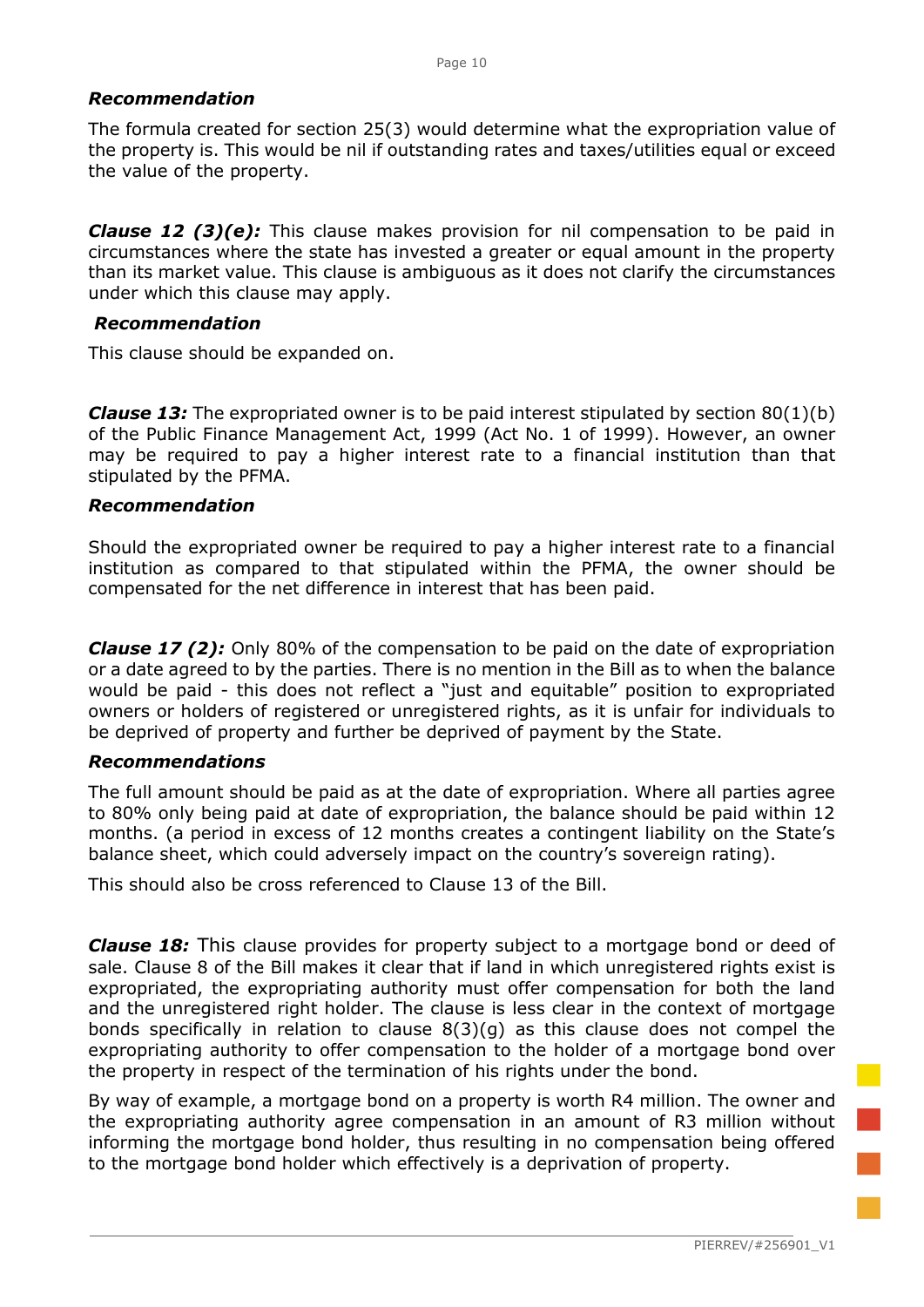***Recommendation***

The formula created for section 25(3) would determine what the expropriation value of the property is. This would be nil if outstanding rates and taxes/utilities equal or exceed the value of the property.

***Clause 12 (3)(e):*** This clause makes provision for nil compensation to be paid in circumstances where the state has invested a greater or equal amount in the property than its market value. This clause is ambiguous as it does not clarify the circumstances under which this clause may apply.

***Recommendation***

This clause should be expanded on.

***Clause 13:*** The expropriated owner is to be paid interest stipulated by section 80(1)(b) of the Public Finance Management Act, 1999 (Act No. 1 of 1999). However, an owner may be required to pay a higher interest rate to a financial institution than that stipulated by the PFMA.

***Recommendation***

Should the expropriated owner be required to pay a higher interest rate to a financial institution as compared to that stipulated within the PFMA, the owner should be compensated for the net difference in interest that has been paid.

***Clause 17 (2):*** Only 80% of the compensation to be paid on the date of expropriation or a date agreed to by the parties. There is no mention in the Bill as to when the balance would be paid - this does not reflect a "just and equitable" position to expropriated owners or holders of registered or unregistered rights, as it is unfair for individuals to be deprived of property and further be deprived of payment by the State.

***Recommendations***

The full amount should be paid as at the date of expropriation. Where all parties agree to 80% only being paid at date of expropriation, the balance should be paid within 12 months. (a period in excess of 12 months creates a contingent liability on the State's balance sheet, which could adversely impact on the country's sovereign rating).

This should also be cross referenced to Clause 13 of the Bill.

***Clause 18:*** This clause provides for property subject to a mortgage bond or deed of sale. Clause 8 of the Bill makes it clear that if land in which unregistered rights exist is expropriated, the expropriating authority must offer compensation for both the land and the unregistered right holder. The clause is less clear in the context of mortgage bonds specifically in relation to clause 8(3)(g) as this clause does not compel the expropriating authority to offer compensation to the holder of a mortgage bond over the property in respect of the termination of his rights under the bond.

By way of example, a mortgage bond on a property is worth R4 million. The owner and the expropriating authority agree compensation in an amount of R3 million without informing the mortgage bond holder, thus resulting in no compensation being offered to the mortgage bond holder which effectively is a deprivation of property.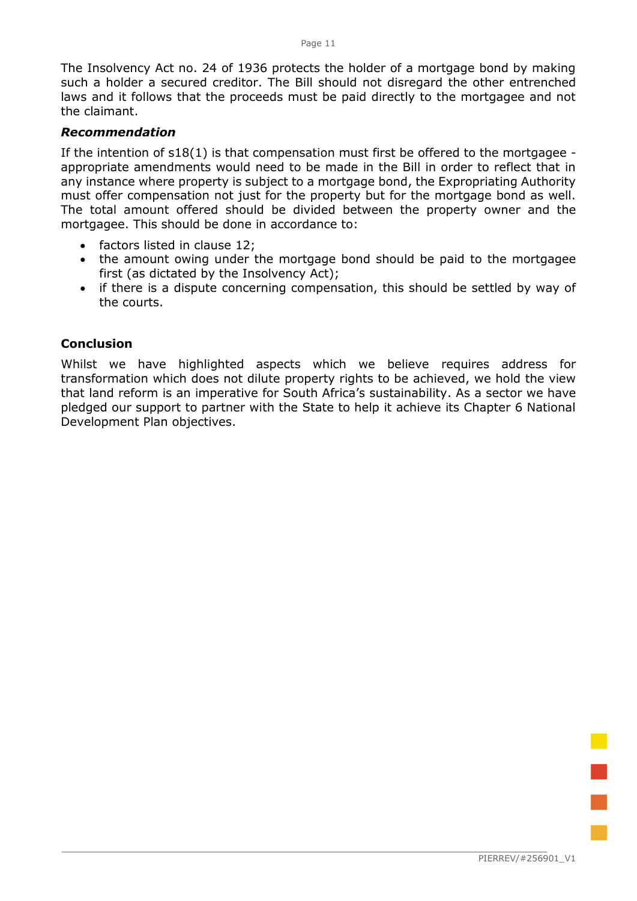The Insolvency Act no. 24 of 1936 protects the holder of a mortgage bond by making such a holder a secured creditor. The Bill should not disregard the other entrenched laws and it follows that the proceeds must be paid directly to the mortgagee and not the claimant.

***Recommendation***

If the intention of s18(1) is that compensation must first be offered to the mortgagee - appropriate amendments would need to be made in the Bill in order to reflect that in any instance where property is subject to a mortgage bond, the Expropriating Authority must offer compensation not just for the property but for the mortgage bond as well. The total amount offered should be divided between the property owner and the mortgagee. This should be done in accordance to:

- factors listed in clause 12;
- the amount owing under the mortgage bond should be paid to the mortgagee first (as dictated by the Insolvency Act);
- if there is a dispute concerning compensation, this should be settled by way of the courts.

## Conclusion

Whilst we have highlighted aspects which we believe requires address for transformation which does not dilute property rights to be achieved, we hold the view that land reform is an imperative for South Africa's sustainability. As a sector we have pledged our support to partner with the State to help it achieve its Chapter 6 National Development Plan objectives.